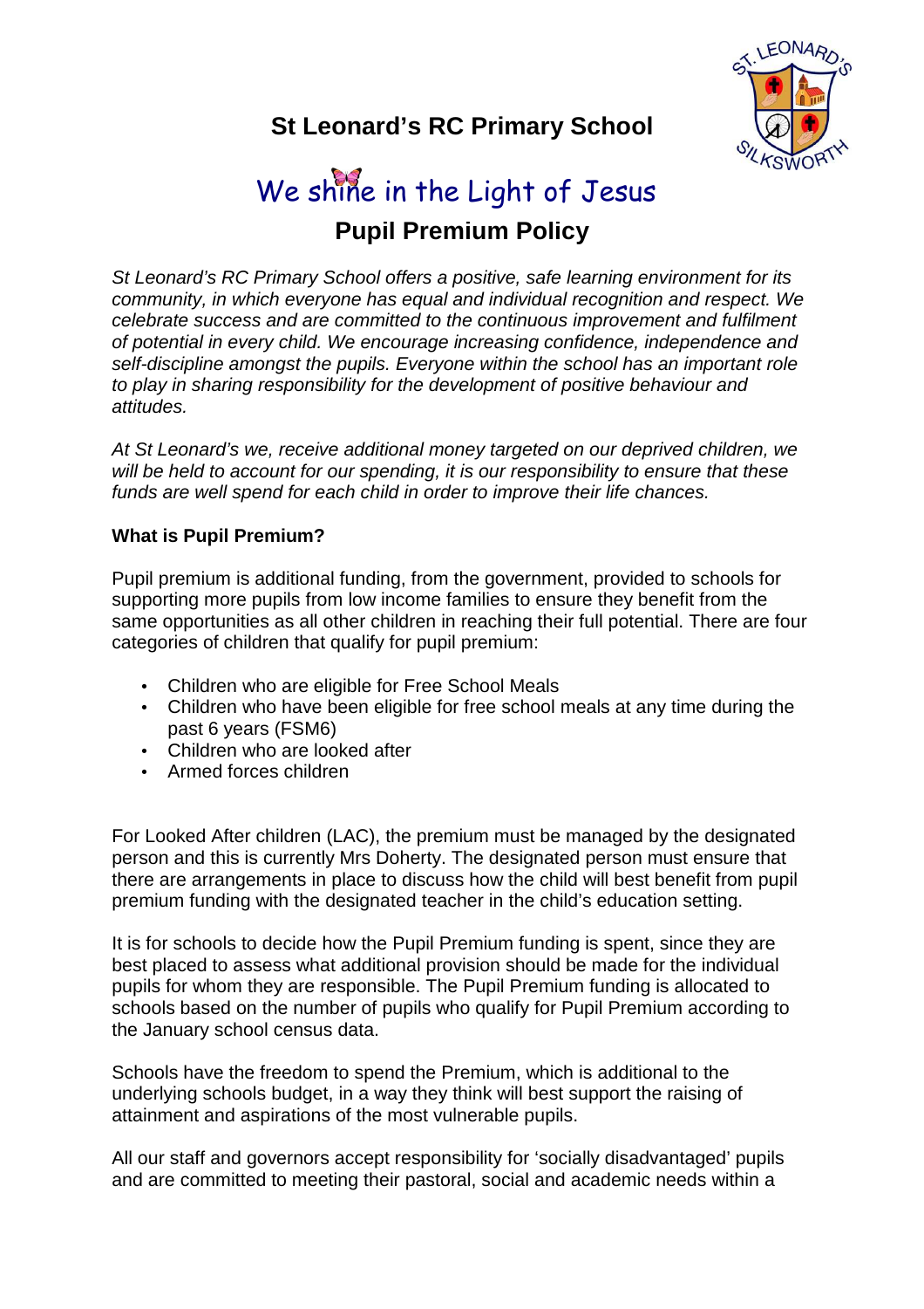# St Leonard's RC Primary School

We shine in the Light of Jesus

## Pupil Premium Policy

*St Leonard's RC Primary School offers a positive, safe learning environment for its community, in which everyone has equal and individual recognition and respect. We celebrate success and are committed to the continuous improvement and fulfilment of potential in every child. We encourage increasing confidence, independence and self-discipline amongst the pupils. Everyone within the school has an important role to play in sharing responsibility for the development of positive behaviour and attitudes.*

*At St Leonard's we, receive additional money targeted on our deprived children, we will be held to account for our spending, it is our responsibility to ensure that these funds are well spend for each child in order to improve their life chances.*

**What is Pupil Premium?**

Pupil premium is additional funding, from the government, provided to schools for supporting more pupils from low income families to ensure they benefit from the same opportunities as all other children in reaching their full potential. There are four categories of children that qualify for pupil premium:

- Children who are eligible for Free School Meals
- Children who have been eligible for free school meals at any time during the past 6 years (FSM6)
- Children who are looked after
- Armed forces children

For Looked After children (LAC), the premium must be managed by the designated person and this is currently Mrs Doherty. The designated person must ensure that there are arrangements in place to discuss how the child will best benefit from pupil premium funding with the designated teacher in the child's education setting.

It is for schools to decide how the Pupil Premium funding is spent, since they are best placed to assess what additional provision should be made for the individual pupils for whom they are responsible. The Pupil Premium funding is allocated to schools based on the number of pupils who qualify for Pupil Premium according to the January school census data.

Schools have the freedom to spend the Premium, which is additional to the underlying schools budget, in a way they think will best support the raising of attainment and aspirations of the most vulnerable pupils.

All our staff and governors accept responsibility for 'socially disadvantaged' pupils and are committed to meeting their pastoral, social and academic needs within a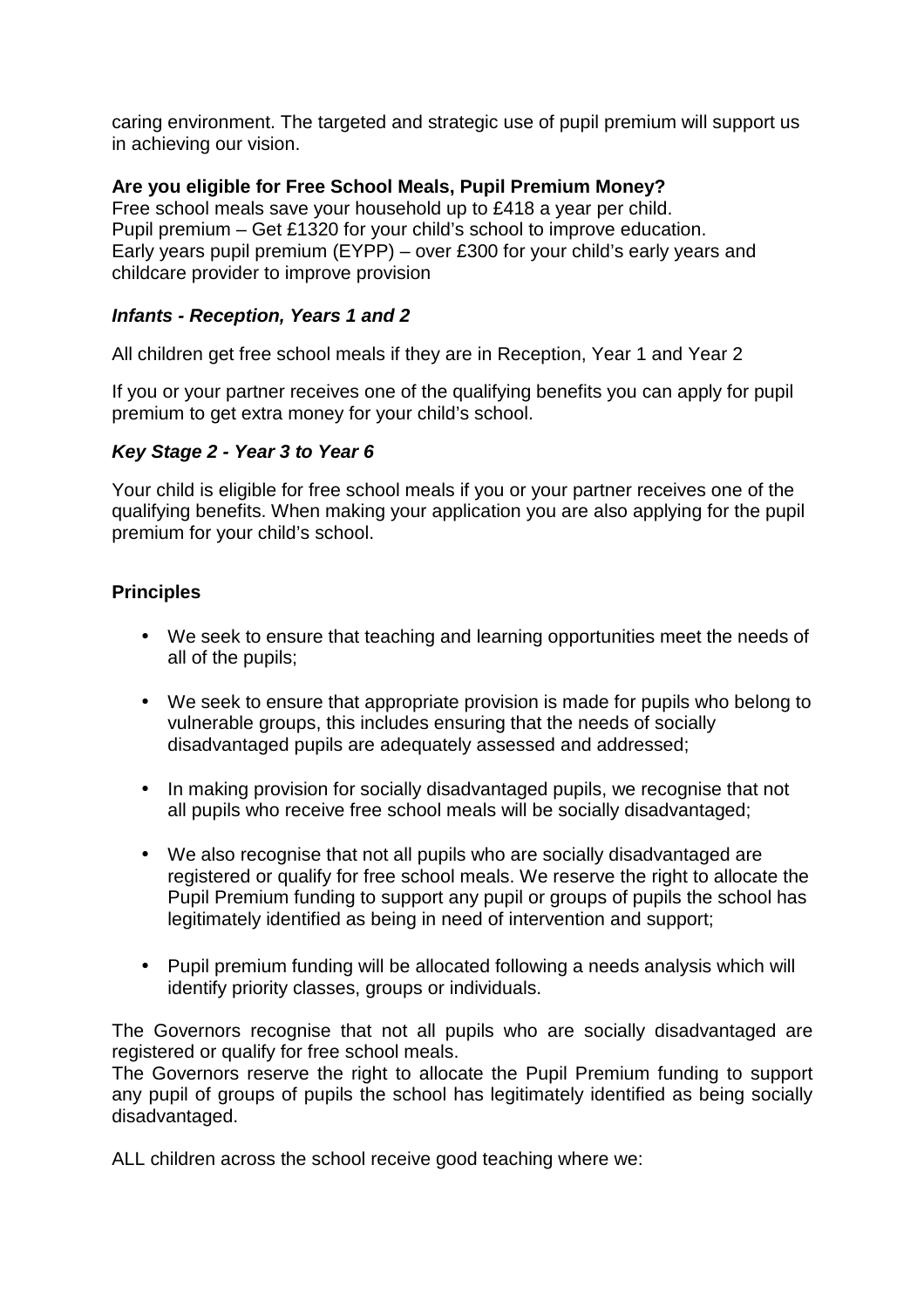caring environment. The targeted and strategic use of pupil premium will support us in achieving our vision.

**Are you eligible for Free School Meals, Pupil Premium Money?**
Free school meals save your household up to £418 a year per child.
Pupil premium – Get £1320 for your child's school to improve education.
Early years pupil premium (EYPP) – over £300 for your child's early years and childcare provider to improve provision

### ***Infants - Reception, Years 1 and 2***

All children get free school meals if they are in Reception, Year 1 and Year 2

If you or your partner receives one of the qualifying benefits you can apply for pupil premium to get extra money for your child's school.

### ***Key Stage 2 - Year 3 to Year 6***

Your child is eligible for free school meals if you or your partner receives one of the qualifying benefits. When making your application you are also applying for the pupil premium for your child's school.

## **Principles**

- We seek to ensure that teaching and learning opportunities meet the needs of all of the pupils;
- We seek to ensure that appropriate provision is made for pupils who belong to vulnerable groups, this includes ensuring that the needs of socially disadvantaged pupils are adequately assessed and addressed;
- In making provision for socially disadvantaged pupils, we recognise that not all pupils who receive free school meals will be socially disadvantaged;
- We also recognise that not all pupils who are socially disadvantaged are registered or qualify for free school meals. We reserve the right to allocate the Pupil Premium funding to support any pupil or groups of pupils the school has legitimately identified as being in need of intervention and support;
- Pupil premium funding will be allocated following a needs analysis which will identify priority classes, groups or individuals.

The Governors recognise that not all pupils who are socially disadvantaged are registered or qualify for free school meals.
The Governors reserve the right to allocate the Pupil Premium funding to support any pupil of groups of pupils the school has legitimately identified as being socially disadvantaged.

ALL children across the school receive good teaching where we: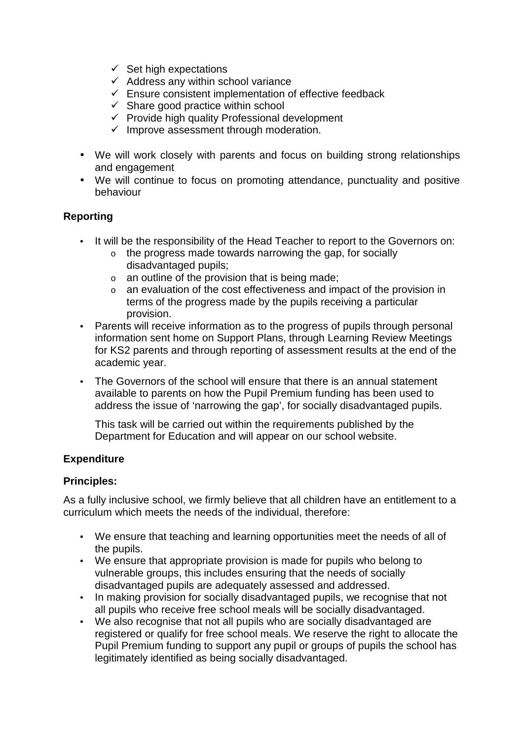- ✓ Set high expectations
  - ✓ Address any within school variance
  - ✓ Ensure consistent implementation of effective feedback
  - ✓ Share good practice within school
  - ✓ Provide high quality Professional development
  - ✓ Improve assessment through moderation.

- We will work closely with parents and focus on building strong relationships and engagement
- We will continue to focus on promoting attendance, punctuality and positive behaviour

**Reporting**

- It will be the responsibility of the Head Teacher to report to the Governors on:
  - the progress made towards narrowing the gap, for socially disadvantaged pupils;
  - an outline of the provision that is being made;
  - an evaluation of the cost effectiveness and impact of the provision in terms of the progress made by the pupils receiving a particular provision.
- Parents will receive information as to the progress of pupils through personal information sent home on Support Plans, through Learning Review Meetings for KS2 parents and through reporting of assessment results at the end of the academic year.
- The Governors of the school will ensure that there is an annual statement available to parents on how the Pupil Premium funding has been used to address the issue of 'narrowing the gap', for socially disadvantaged pupils.

  This task will be carried out within the requirements published by the Department for Education and will appear on our school website.

**Expenditure**

**Principles:**

As a fully inclusive school, we firmly believe that all children have an entitlement to a curriculum which meets the needs of the individual, therefore:

- We ensure that teaching and learning opportunities meet the needs of all of the pupils.
- We ensure that appropriate provision is made for pupils who belong to vulnerable groups, this includes ensuring that the needs of socially disadvantaged pupils are adequately assessed and addressed.
- In making provision for socially disadvantaged pupils, we recognise that not all pupils who receive free school meals will be socially disadvantaged.
- We also recognise that not all pupils who are socially disadvantaged are registered or qualify for free school meals. We reserve the right to allocate the Pupil Premium funding to support any pupil or groups of pupils the school has legitimately identified as being socially disadvantaged.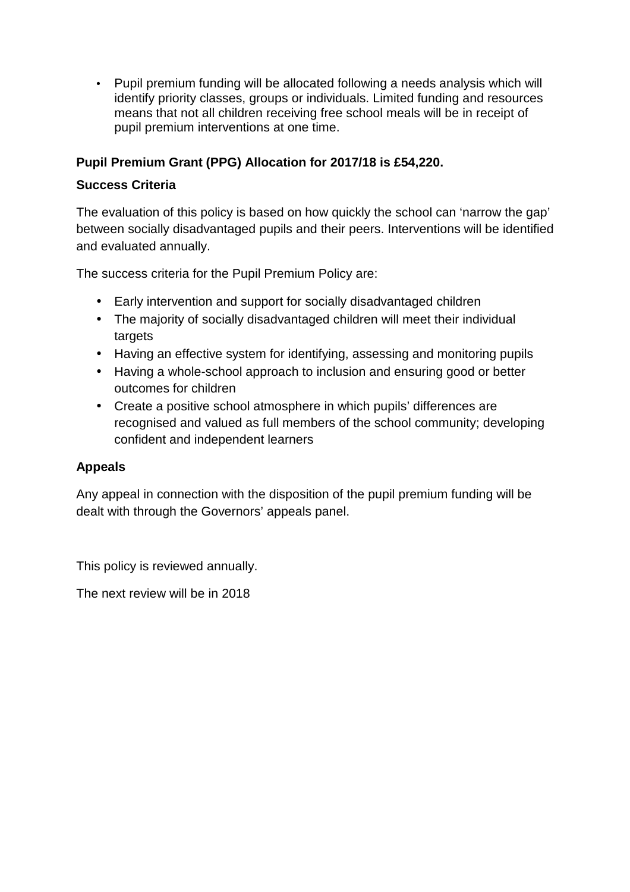- Pupil premium funding will be allocated following a needs analysis which will identify priority classes, groups or individuals. Limited funding and resources means that not all children receiving free school meals will be in receipt of pupil premium interventions at one time.

**Pupil Premium Grant (PPG) Allocation for 2017/18 is £54,220.**

**Success Criteria**

The evaluation of this policy is based on how quickly the school can 'narrow the gap' between socially disadvantaged pupils and their peers. Interventions will be identified and evaluated annually.

The success criteria for the Pupil Premium Policy are:

- Early intervention and support for socially disadvantaged children
- The majority of socially disadvantaged children will meet their individual targets
- Having an effective system for identifying, assessing and monitoring pupils
- Having a whole-school approach to inclusion and ensuring good or better outcomes for children
- Create a positive school atmosphere in which pupils' differences are recognised and valued as full members of the school community; developing confident and independent learners

**Appeals**

Any appeal in connection with the disposition of the pupil premium funding will be dealt with through the Governors' appeals panel.

This policy is reviewed annually.

The next review will be in 2018